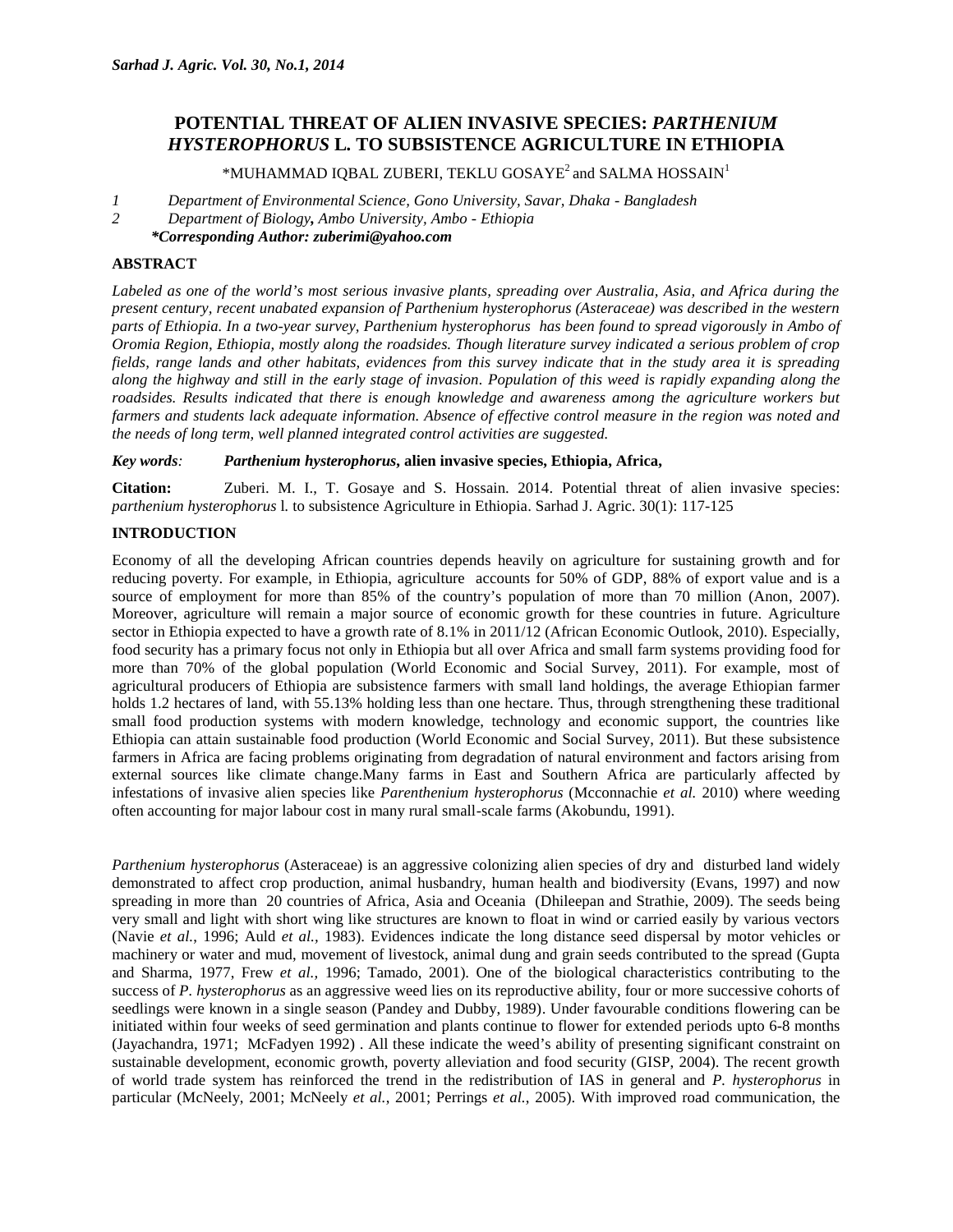# POTENTIAL THREAT OF ALIEN INVASIVE SPECIES: *PARTHENIUM HYSTEROPHORUS* L. TO SUBSISTENCE AGRICULTURE IN ETHIOPIA

\*MUHAMMAD IQBAL ZUBERI, TEKLU GOSAYE[2] and SALMA HOSSAIN[1]

*1 Department of Environmental Science, Gono University, Savar, Dhaka - Bangladesh*
*2 Department of Biology, Ambo University, Ambo - Ethiopia*
***Corresponding Author: zuberimi@yahoo.com***

## ABSTRACT

*Labeled as one of the world's most serious invasive plants, spreading over Australia, Asia, and Africa during the present century, recent unabated expansion of Parthenium hysterophorus (Asteraceae) was described in the western parts of Ethiopia. In a two-year survey, Parthenium hysterophorus has been found to spread vigorously in Ambo of Oromia Region, Ethiopia, mostly along the roadsides. Though literature survey indicated a serious problem of crop fields, range lands and other habitats, evidences from this survey indicate that in the study area it is spreading along the highway and still in the early stage of invasion. Population of this weed is rapidly expanding along the roadsides. Results indicated that there is enough knowledge and awareness among the agriculture workers but farmers and students lack adequate information. Absence of effective control measure in the region was noted and the needs of long term, well planned integrated control activities are suggested.*

*Key words:* ***Parthenium hysterophorus*, alien invasive species, Ethiopia, Africa,**

**Citation:** Zuberi. M. I., T. Gosaye and S. Hossain. 2014. Potential threat of alien invasive species: *parthenium hysterophorus* l. to subsistence Agriculture in Ethiopia. Sarhad J. Agric. 30(1): 117-125

## INTRODUCTION

Economy of all the developing African countries depends heavily on agriculture for sustaining growth and for reducing poverty. For example, in Ethiopia, agriculture accounts for 50% of GDP, 88% of export value and is a source of employment for more than 85% of the country's population of more than 70 million (Anon, 2007). Moreover, agriculture will remain a major source of economic growth for these countries in future. Agriculture sector in Ethiopia expected to have a growth rate of 8.1% in 2011/12 (African Economic Outlook, 2010). Especially, food security has a primary focus not only in Ethiopia but all over Africa and small farm systems providing food for more than 70% of the global population (World Economic and Social Survey, 2011). For example, most of agricultural producers of Ethiopia are subsistence farmers with small land holdings, the average Ethiopian farmer holds 1.2 hectares of land, with 55.13% holding less than one hectare. Thus, through strengthening these traditional small food production systems with modern knowledge, technology and economic support, the countries like Ethiopia can attain sustainable food production (World Economic and Social Survey, 2011). But these subsistence farmers in Africa are facing problems originating from degradation of natural environment and factors arising from external sources like climate change.Many farms in East and Southern Africa are particularly affected by infestations of invasive alien species like *Parenthenium hysterophorus* (Mcconnachie *et al.* 2010) where weeding often accounting for major labour cost in many rural small-scale farms (Akobundu, 1991).

*Parthenium hysterophorus* (Asteraceae) is an aggressive colonizing alien species of dry and disturbed land widely demonstrated to affect crop production, animal husbandry, human health and biodiversity (Evans, 1997) and now spreading in more than 20 countries of Africa, Asia and Oceania (Dhileepan and Strathie, 2009). The seeds being very small and light with short wing like structures are known to float in wind or carried easily by various vectors (Navie *et al.*, 1996; Auld *et al.*, 1983). Evidences indicate the long distance seed dispersal by motor vehicles or machinery or water and mud, movement of livestock, animal dung and grain seeds contributed to the spread (Gupta and Sharma, 1977, Frew *et al.*, 1996; Tamado, 2001). One of the biological characteristics contributing to the success of *P. hysterophorus* as an aggressive weed lies on its reproductive ability, four or more successive cohorts of seedlings were known in a single season (Pandey and Dubby, 1989). Under favourable conditions flowering can be initiated within four weeks of seed germination and plants continue to flower for extended periods upto 6-8 months (Jayachandra, 1971; McFadyen 1992) . All these indicate the weed's ability of presenting significant constraint on sustainable development, economic growth, poverty alleviation and food security (GISP, 2004). The recent growth of world trade system has reinforced the trend in the redistribution of IAS in general and *P. hysterophorus* in particular (McNeely, 2001; McNeely *et al.*, 2001; Perrings *et al.*, 2005). With improved road communication, the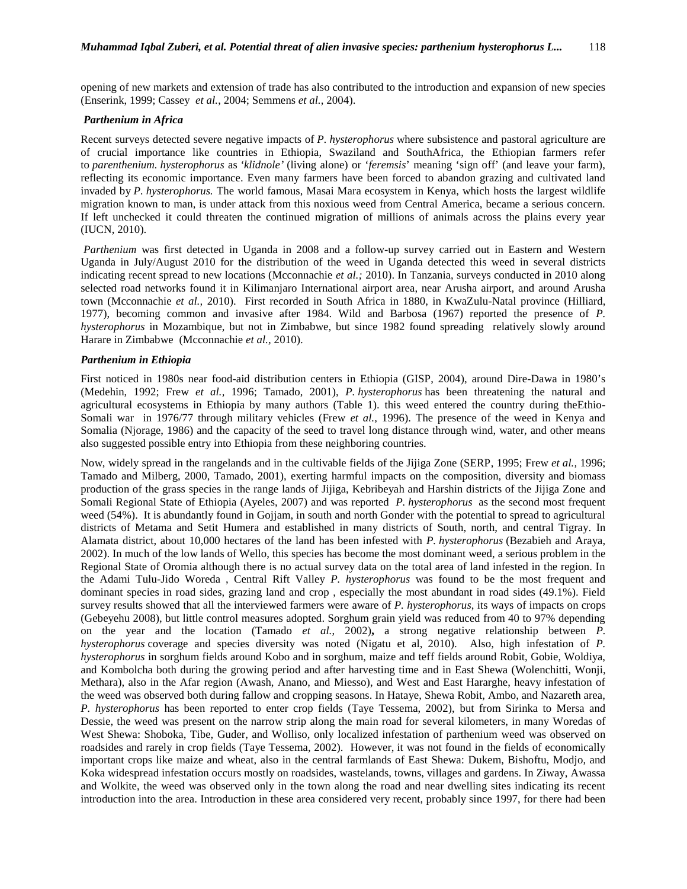opening of new markets and extension of trade has also contributed to the introduction and expansion of new species (Enserink, 1999; Cassey *et al.*, 2004; Semmens *et al.*, 2004).

### *Parthenium in Africa*

Recent surveys detected severe negative impacts of *P. hysterophorus* where subsistence and pastoral agriculture are of crucial importance like countries in Ethiopia, Swaziland and SouthAfrica, the Ethiopian farmers refer to *parenthenium. hysterophorus* as *'klidnole'* (living alone) or '*feremsis*' meaning 'sign off' (and leave your farm), reflecting its economic importance. Even many farmers have been forced to abandon grazing and cultivated land invaded by *P. hysterophorus.* The world famous, Masai Mara ecosystem in Kenya, which hosts the largest wildlife migration known to man, is under attack from this noxious weed from Central America, became a serious concern. If left unchecked it could threaten the continued migration of millions of animals across the plains every year (IUCN, 2010).

*Parthenium* was first detected in Uganda in 2008 and a follow-up survey carried out in Eastern and Western Uganda in July/August 2010 for the distribution of the weed in Uganda detected this weed in several districts indicating recent spread to new locations (Mcconnachie *et al.;* 2010). In Tanzania, surveys conducted in 2010 along selected road networks found it in Kilimanjaro International airport area, near Arusha airport, and around Arusha town (Mcconnachie *et al.,* 2010). First recorded in South Africa in 1880, in KwaZulu-Natal province (Hilliard, 1977), becoming common and invasive after 1984. Wild and Barbosa (1967) reported the presence of *P. hysterophorus* in Mozambique, but not in Zimbabwe, but since 1982 found spreading relatively slowly around Harare in Zimbabwe (Mcconnachie *et al.,* 2010).

### *Parthenium in Ethiopia*

First noticed in 1980s near food-aid distribution centers in Ethiopia (GISP, 2004), around Dire-Dawa in 1980's (Medehin, 1992; Frew *et al.,* 1996; Tamado, 2001), *P. hysterophorus* has been threatening the natural and agricultural ecosystems in Ethiopia by many authors (Table 1). this weed entered the country during theEthio-Somali war in 1976/77 through military vehicles (Frew *et al.,* 1996). The presence of the weed in Kenya and Somalia (Njorage, 1986) and the capacity of the seed to travel long distance through wind, water, and other means also suggested possible entry into Ethiopia from these neighboring countries.

Now, widely spread in the rangelands and in the cultivable fields of the Jijiga Zone (SERP, 1995; Frew *et al.*, 1996; Tamado and Milberg, 2000, Tamado, 2001), exerting harmful impacts on the composition, diversity and biomass production of the grass species in the range lands of Jijiga, Kebribeyah and Harshin districts of the Jijiga Zone and Somali Regional State of Ethiopia (Ayeles, 2007) and was reported *P. hysterophorus* as the second most frequent weed (54%). It is abundantly found in Gojjam, in south and north Gonder with the potential to spread to agricultural districts of Metama and Setit Humera and established in many districts of South, north, and central Tigray. In Alamata district, about 10,000 hectares of the land has been infested with *P. hysterophorus* (Bezabieh and Araya, 2002). In much of the low lands of Wello, this species has become the most dominant weed, a serious problem in the Regional State of Oromia although there is no actual survey data on the total area of land infested in the region. In the Adami Tulu-Jido Woreda , Central Rift Valley *P. hysterophorus* was found to be the most frequent and dominant species in road sides, grazing land and crop , especially the most abundant in road sides (49.1%). Field survey results showed that all the interviewed farmers were aware of *P. hysterophorus*, its ways of impacts on crops (Gebeyehu 2008), but little control measures adopted. Sorghum grain yield was reduced from 40 to 97% depending on the year and the location (Tamado *et al.*, 2002)**,** a strong negative relationship between *P. hysterophorus* coverage and species diversity was noted (Nigatu et al, 2010). Also, high infestation of *P. hysterophorus* in sorghum fields around Kobo and in sorghum, maize and teff fields around Robit, Gobie, Woldiya, and Kombolcha both during the growing period and after harvesting time and in East Shewa (Wolenchitti, Wonji, Methara), also in the Afar region (Awash, Anano, and Miesso), and West and East Hararghe, heavy infestation of the weed was observed both during fallow and cropping seasons. In Hataye, Shewa Robit, Ambo, and Nazareth area, *P. hysterophorus* has been reported to enter crop fields (Taye Tessema, 2002), but from Sirinka to Mersa and Dessie, the weed was present on the narrow strip along the main road for several kilometers, in many Woredas of West Shewa: Shoboka, Tibe, Guder, and Wolliso, only localized infestation of parthenium weed was observed on roadsides and rarely in crop fields (Taye Tessema, 2002). However, it was not found in the fields of economically important crops like maize and wheat, also in the central farmlands of East Shewa: Dukem, Bishoftu, Modjo, and Koka widespread infestation occurs mostly on roadsides, wastelands, towns, villages and gardens. In Ziway, Awassa and Wolkite, the weed was observed only in the town along the road and near dwelling sites indicating its recent introduction into the area. Introduction in these area considered very recent, probably since 1997, for there had been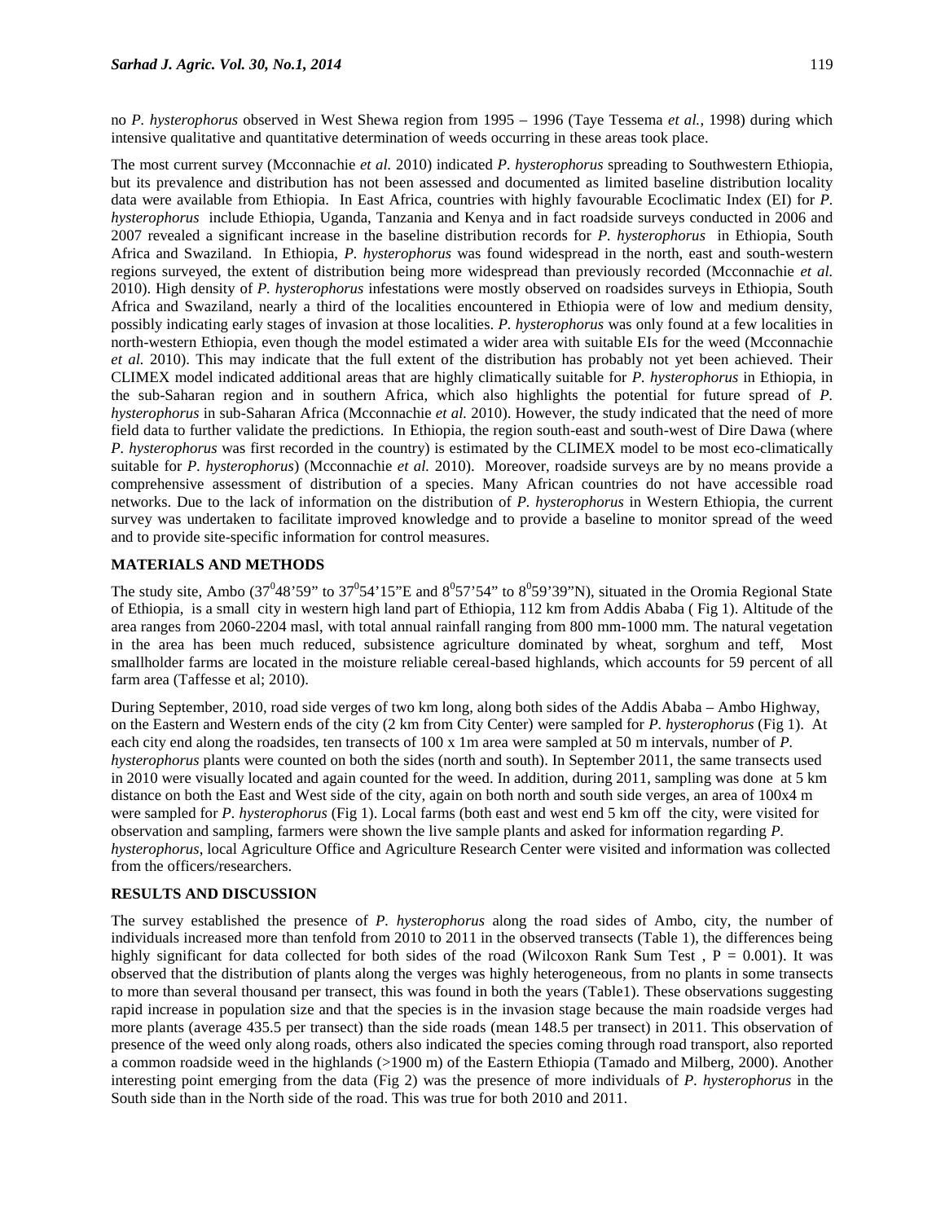no *P. hysterophorus* observed in West Shewa region from 1995 – 1996 (Taye Tessema *et al.*, 1998) during which intensive qualitative and quantitative determination of weeds occurring in these areas took place.

The most current survey (Mcconnachie *et al.* 2010) indicated *P. hysterophorus* spreading to Southwestern Ethiopia, but its prevalence and distribution has not been assessed and documented as limited baseline distribution locality data were available from Ethiopia. In East Africa, countries with highly favourable Ecoclimatic Index (EI) for *P. hysterophorus* include Ethiopia, Uganda, Tanzania and Kenya and in fact roadside surveys conducted in 2006 and 2007 revealed a significant increase in the baseline distribution records for *P. hysterophorus* in Ethiopia, South Africa and Swaziland. In Ethiopia, *P. hysterophorus* was found widespread in the north, east and south-western regions surveyed, the extent of distribution being more widespread than previously recorded (Mcconnachie *et al.* 2010). High density of *P. hysterophorus* infestations were mostly observed on roadsides surveys in Ethiopia, South Africa and Swaziland, nearly a third of the localities encountered in Ethiopia were of low and medium density, possibly indicating early stages of invasion at those localities. *P. hysterophorus* was only found at a few localities in north-western Ethiopia, even though the model estimated a wider area with suitable EIs for the weed (Mcconnachie *et al.* 2010). This may indicate that the full extent of the distribution has probably not yet been achieved. Their CLIMEX model indicated additional areas that are highly climatically suitable for *P. hysterophorus* in Ethiopia, in the sub-Saharan region and in southern Africa, which also highlights the potential for future spread of *P. hysterophorus* in sub-Saharan Africa (Mcconnachie *et al.* 2010). However, the study indicated that the need of more field data to further validate the predictions. In Ethiopia, the region south-east and south-west of Dire Dawa (where *P. hysterophorus* was first recorded in the country) is estimated by the CLIMEX model to be most eco-climatically suitable for *P. hysterophorus*) (Mcconnachie *et al.* 2010). Moreover, roadside surveys are by no means provide a comprehensive assessment of distribution of a species. Many African countries do not have accessible road networks. Due to the lack of information on the distribution of *P. hysterophorus* in Western Ethiopia, the current survey was undertaken to facilitate improved knowledge and to provide a baseline to monitor spread of the weed and to provide site-specific information for control measures.

## MATERIALS AND METHODS

The study site, Ambo ($37^0$48'59" to $37^0$54'15"E and $8^0$57'54" to $8^0$59'39"N), situated in the Oromia Regional State of Ethiopia, is a small city in western high land part of Ethiopia, 112 km from Addis Ababa ( Fig 1). Altitude of the area ranges from 2060-2204 masl, with total annual rainfall ranging from 800 mm-1000 mm. The natural vegetation in the area has been much reduced, subsistence agriculture dominated by wheat, sorghum and teff, Most smallholder farms are located in the moisture reliable cereal-based highlands, which accounts for 59 percent of all farm area (Taffesse et al; 2010).

During September, 2010, road side verges of two km long, along both sides of the Addis Ababa – Ambo Highway, on the Eastern and Western ends of the city (2 km from City Center) were sampled for *P. hysterophorus* (Fig 1). At each city end along the roadsides, ten transects of 100 x 1m area were sampled at 50 m intervals, number of *P. hysterophorus* plants were counted on both the sides (north and south). In September 2011, the same transects used in 2010 were visually located and again counted for the weed. In addition, during 2011, sampling was done at 5 km distance on both the East and West side of the city, again on both north and south side verges, an area of 100x4 m were sampled for *P. hysterophorus* (Fig 1). Local farms (both east and west end 5 km off the city, were visited for observation and sampling, farmers were shown the live sample plants and asked for information regarding *P. hysterophorus*, local Agriculture Office and Agriculture Research Center were visited and information was collected from the officers/researchers.

## RESULTS AND DISCUSSION

The survey established the presence of *P. hysterophorus* along the road sides of Ambo, city, the number of individuals increased more than tenfold from 2010 to 2011 in the observed transects (Table 1), the differences being highly significant for data collected for both sides of the road (Wilcoxon Rank Sum Test , $P = 0.001$). It was observed that the distribution of plants along the verges was highly heterogeneous, from no plants in some transects to more than several thousand per transect, this was found in both the years (Table1). These observations suggesting rapid increase in population size and that the species is in the invasion stage because the main roadside verges had more plants (average 435.5 per transect) than the side roads (mean 148.5 per transect) in 2011. This observation of presence of the weed only along roads, others also indicated the species coming through road transport, also reported a common roadside weed in the highlands (>1900 m) of the Eastern Ethiopia (Tamado and Milberg, 2000). Another interesting point emerging from the data (Fig 2) was the presence of more individuals of *P. hysterophorus* in the South side than in the North side of the road. This was true for both 2010 and 2011.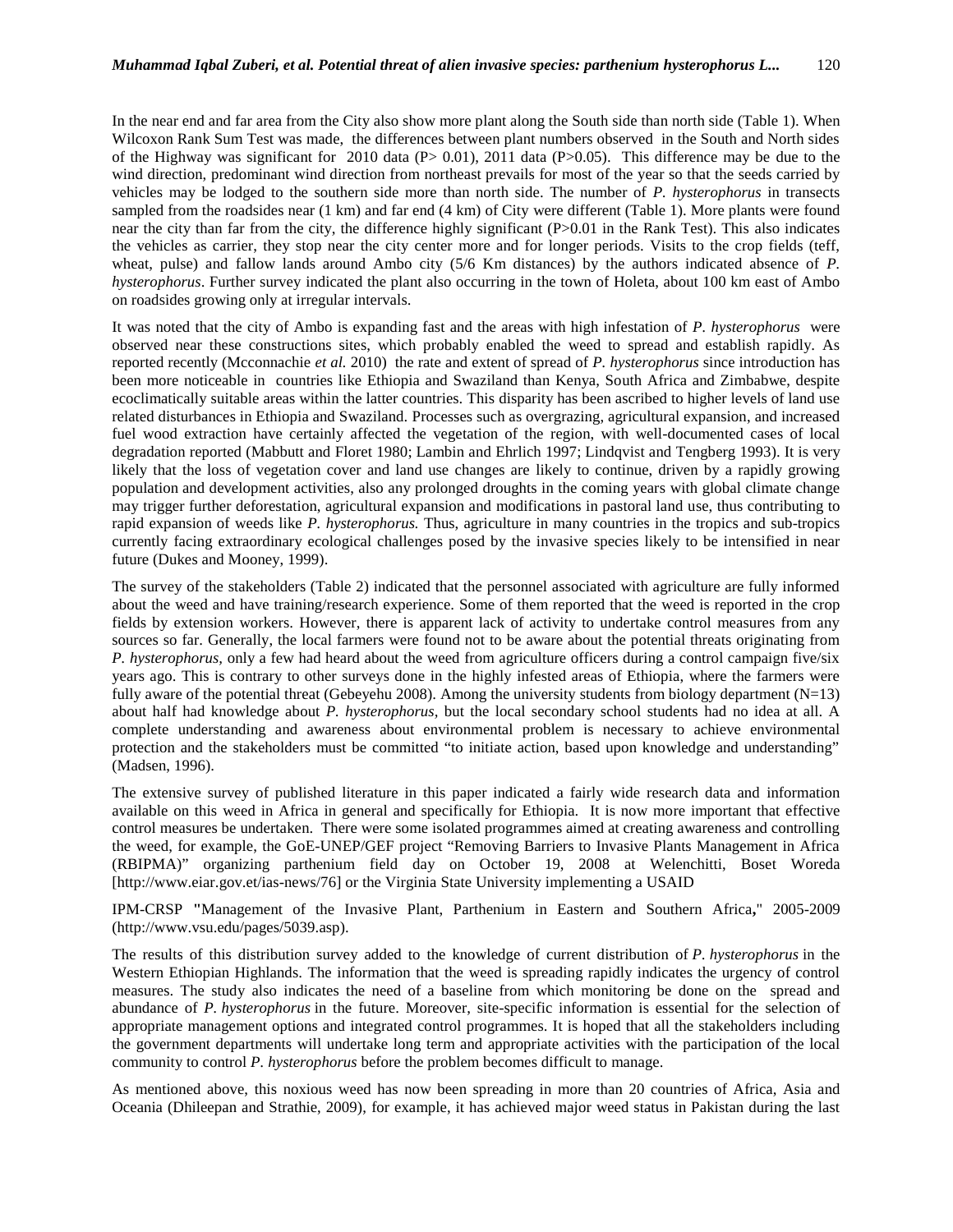In the near end and far area from the City also show more plant along the South side than north side (Table 1). When Wilcoxon Rank Sum Test was made, the differences between plant numbers observed in the South and North sides of the Highway was significant for 2010 data ($P > 0.01$), 2011 data ($P > 0.05$). This difference may be due to the wind direction, predominant wind direction from northeast prevails for most of the year so that the seeds carried by vehicles may be lodged to the southern side more than north side. The number of *P. hysterophorus* in transects sampled from the roadsides near (1 km) and far end (4 km) of City were different (Table 1). More plants were found near the city than far from the city, the difference highly significant ($P > 0.01$ in the Rank Test). This also indicates the vehicles as carrier, they stop near the city center more and for longer periods. Visits to the crop fields (teff, wheat, pulse) and fallow lands around Ambo city (5/6 Km distances) by the authors indicated absence of *P. hysterophorus*. Further survey indicated the plant also occurring in the town of Holeta, about 100 km east of Ambo on roadsides growing only at irregular intervals.

It was noted that the city of Ambo is expanding fast and the areas with high infestation of *P. hysterophorus* were observed near these constructions sites, which probably enabled the weed to spread and establish rapidly. As reported recently (Mcconnachie *et al.* 2010) the rate and extent of spread of *P. hysterophorus* since introduction has been more noticeable in countries like Ethiopia and Swaziland than Kenya, South Africa and Zimbabwe, despite ecoclimatically suitable areas within the latter countries. This disparity has been ascribed to higher levels of land use related disturbances in Ethiopia and Swaziland. Processes such as overgrazing, agricultural expansion, and increased fuel wood extraction have certainly affected the vegetation of the region, with well-documented cases of local degradation reported (Mabbutt and Floret 1980; Lambin and Ehrlich 1997; Lindqvist and Tengberg 1993). It is very likely that the loss of vegetation cover and land use changes are likely to continue, driven by a rapidly growing population and development activities, also any prolonged droughts in the coming years with global climate change may trigger further deforestation, agricultural expansion and modifications in pastoral land use, thus contributing to rapid expansion of weeds like *P. hysterophorus.* Thus, agriculture in many countries in the tropics and sub-tropics currently facing extraordinary ecological challenges posed by the invasive species likely to be intensified in near future (Dukes and Mooney, 1999).

The survey of the stakeholders (Table 2) indicated that the personnel associated with agriculture are fully informed about the weed and have training/research experience. Some of them reported that the weed is reported in the crop fields by extension workers. However, there is apparent lack of activity to undertake control measures from any sources so far. Generally, the local farmers were found not to be aware about the potential threats originating from *P. hysterophorus*, only a few had heard about the weed from agriculture officers during a control campaign five/six years ago. This is contrary to other surveys done in the highly infested areas of Ethiopia, where the farmers were fully aware of the potential threat (Gebeyehu 2008). Among the university students from biology department ($N=13$) about half had knowledge about *P. hysterophorus*, but the local secondary school students had no idea at all. A complete understanding and awareness about environmental problem is necessary to achieve environmental protection and the stakeholders must be committed "to initiate action, based upon knowledge and understanding" (Madsen, 1996).

The extensive survey of published literature in this paper indicated a fairly wide research data and information available on this weed in Africa in general and specifically for Ethiopia. It is now more important that effective control measures be undertaken. There were some isolated programmes aimed at creating awareness and controlling the weed, for example, the GoE-UNEP/GEF project "Removing Barriers to Invasive Plants Management in Africa (RBIPMA)" organizing parthenium field day on October 19, 2008 at Welenchitti, Boset Woreda [http://www.eiar.gov.et/ias-news/76] or the Virginia State University implementing a USAID

IPM-CRSP "Management of the Invasive Plant, Parthenium in Eastern and Southern Africa," 2005-2009 (http://www.vsu.edu/pages/5039.asp).

The results of this distribution survey added to the knowledge of current distribution of *P. hysterophorus* in the Western Ethiopian Highlands. The information that the weed is spreading rapidly indicates the urgency of control measures. The study also indicates the need of a baseline from which monitoring be done on the spread and abundance of *P. hysterophorus* in the future. Moreover, site-specific information is essential for the selection of appropriate management options and integrated control programmes. It is hoped that all the stakeholders including the government departments will undertake long term and appropriate activities with the participation of the local community to control *P. hysterophorus* before the problem becomes difficult to manage.

As mentioned above, this noxious weed has now been spreading in more than 20 countries of Africa, Asia and Oceania (Dhileepan and Strathie, 2009), for example, it has achieved major weed status in Pakistan during the last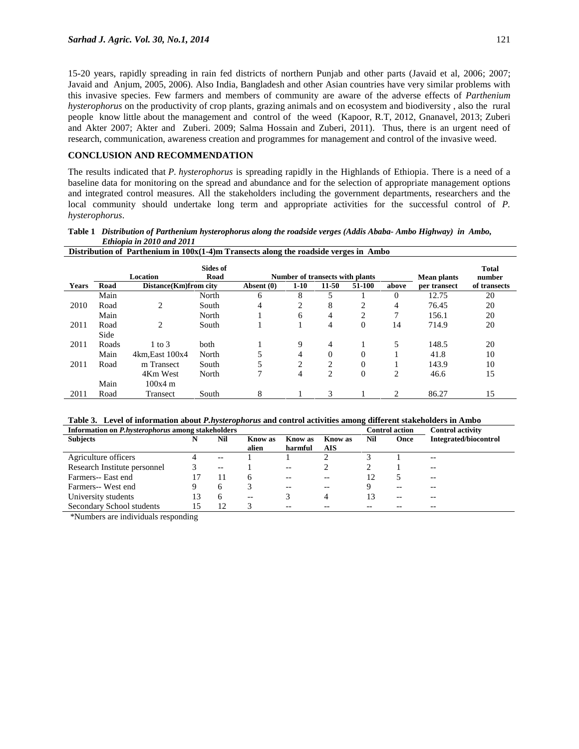15-20 years, rapidly spreading in rain fed districts of northern Punjab and other parts (Javaid et al, 2006; 2007; Javaid and Anjum, 2005, 2006). Also India, Bangladesh and other Asian countries have very similar problems with this invasive species. Few farmers and members of community are aware of the adverse effects of *Parthenium hysterophorus* on the productivity of crop plants, grazing animals and on ecosystem and biodiversity , also the rural people know little about the management and control of the weed (Kapoor, R.T, 2012, Gnanavel, 2013; Zuberi and Akter 2007; Akter and Zuberi. 2009; Salma Hossain and Zuberi, 2011). Thus, there is an urgent need of research, communication, awareness creation and programmes for management and control of the invasive weed.

## CONCLUSION AND RECOMMENDATION

The results indicated that *P. hysterophorus* is spreading rapidly in the Highlands of Ethiopia. There is a need of a baseline data for monitoring on the spread and abundance and for the selection of appropriate management options and integrated control measures. All the stakeholders including the government departments, researchers and the local community should undertake long term and appropriate activities for the successful control of *P. hysterophorus*.

**Table 1** ***Distribution of Parthenium hysterophorus along the roadside verges (Addis Ababa- Ambo Highway) in Ambo, Ethiopia in 2010 and 2011***

**Distribution of Parthenium in 100x(1-4)m Transects along the roadside verges in Ambo**

| Years | Road | Location Distance(Km)from city | Sides of Road | Absent (0) | 1-10 | 11-50 | 51-100 | above | Mean plants per transect | Total number of transects |
|---|---|---|---|---|---|---|---|---|---|---|
| | | | | Number of transects with plants | | | | | | |
| 2010 | Main Road | | North | 6 | 8 | 5 | 1 | 0 | 12.75 | 20 |
| | | 2 | South | 4 | 2 | 8 | 2 | 4 | 76.45 | 20 |
| 2011 | Main Road | | North | 1 | 6 | 4 | 2 | 7 | 156.1 | 20 |
| | | 2 | South | 1 | 1 | 4 | 0 | 14 | 714.9 | 20 |
| 2011 | Side Roads | 1 to 3 | both | 1 | 9 | 4 | 1 | 5 | 148.5 | 20 |
| 2011 | Main Road | 4km,East 100x4 m Transect | North | 5 | 4 | 0 | 0 | 1 | 41.8 | 10 |
| | | | South | 5 | 2 | 2 | 0 | 1 | 143.9 | 10 |
| 2011 | Main Road | 4Km West 100x4 m Transect | North | 7 | 4 | 2 | 0 | 2 | 46.6 | 15 |
| | | | South | 8 | 1 | 3 | 1 | 2 | 86.27 | 15 |

**Table 3. Level of information about *P.hysterophorus* and control activities among different stakeholders in Ambo**

| Information on *P.hysterophorus* among stakeholders | | | | | | Control action | | Control activity |
|---|---|---|---|---|---|---|---|---|
| **Subjects** | **N** | **Nil** | **Know as alien** | **Know as harmful** | **Know as AIS** | **Nil** | **Once** | **Integrated/biocontrol** |
| Agriculture officers | 4 | -- | 1 | 1 | 2 | 3 | 1 | -- |
| Research Institute personnel | 3 | -- | 1 | -- | 2 | 2 | 1 | -- |
| Farmers-- East end | 17 | 11 | 6 | -- | -- | 12 | 5 | -- |
| Farmers-- West end | 9 | 6 | 3 | -- | -- | 9 | -- | -- |
| University students | 13 | 6 | -- | 3 | 4 | 13 | -- | -- |
| Secondary School students | 15 | 12 | 3 | -- | -- | -- | -- | -- |

*Numbers are individuals responding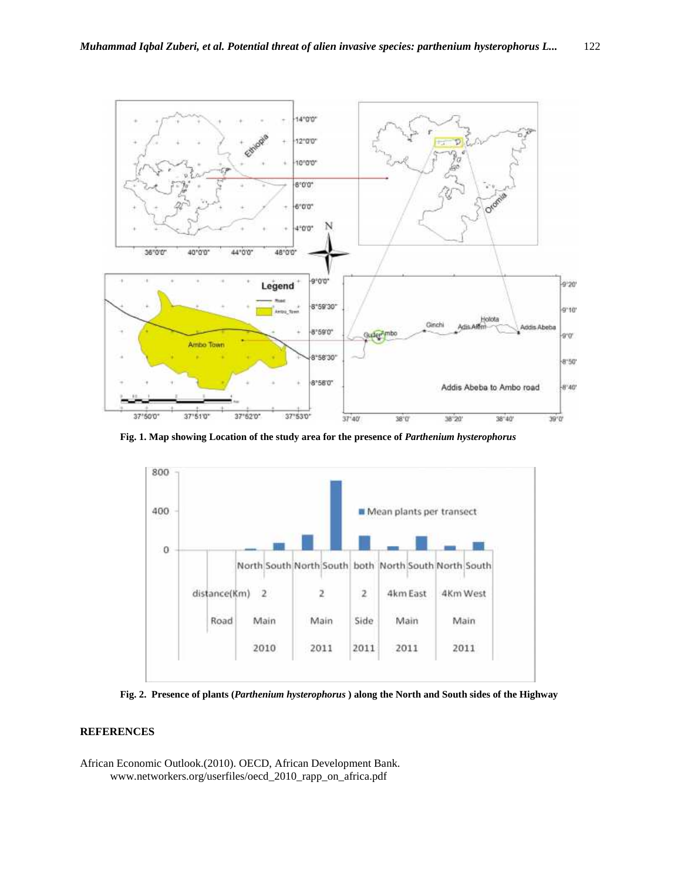**Fig. 1. Map showing Location of the study area for the presence of *Parthenium hysterophorus***

**Fig. 2. Presence of plants (*Parthenium hysterophorus* ) along the North and South sides of the Highway**

## REFERENCES

African Economic Outlook.(2010). OECD, African Development Bank. www.networkers.org/userfiles/oecd_2010_rapp_on_africa.pdf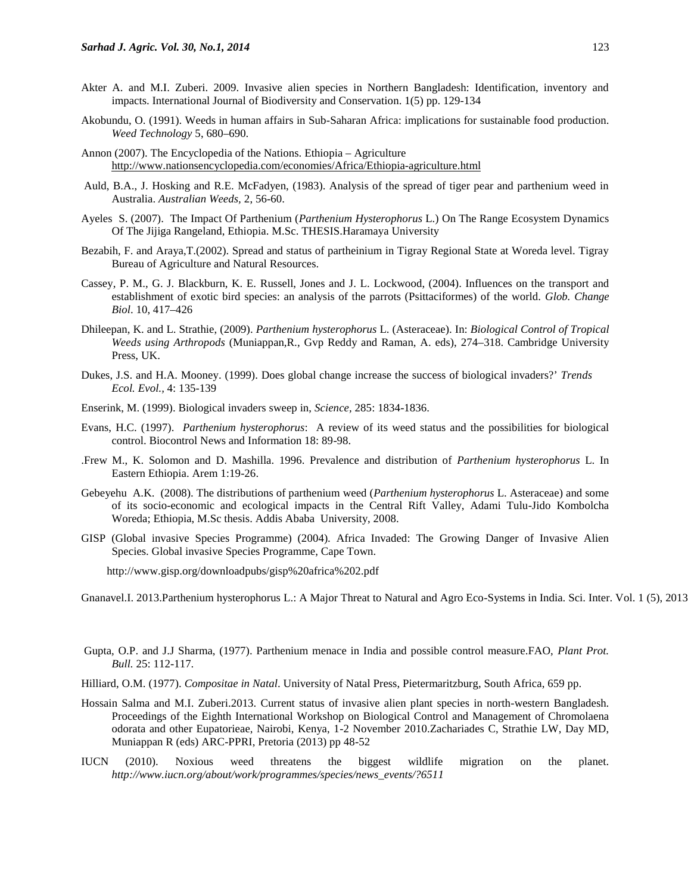Akter A. and M.I. Zuberi. 2009. Invasive alien species in Northern Bangladesh: Identification, inventory and impacts. International Journal of Biodiversity and Conservation. 1(5) pp. 129-134

Akobundu, O. (1991). Weeds in human affairs in Sub-Saharan Africa: implications for sustainable food production. *Weed Technology* 5, 680–690.

Annon (2007). The Encyclopedia of the Nations. Ethiopia – Agriculture http://www.nationsencyclopedia.com/economies/Africa/Ethiopia-agriculture.html

Auld, B.A., J. Hosking and R.E. McFadyen, (1983). Analysis of the spread of tiger pear and parthenium weed in Australia. *Australian Weeds,* 2, 56-60.

Ayeles S. (2007). The Impact Of Parthenium (*Parthenium Hysterophorus* L.) On The Range Ecosystem Dynamics Of The Jijiga Rangeland, Ethiopia. M.Sc. THESIS.Haramaya University

Bezabih, F. and Araya,T.(2002). Spread and status of partheinium in Tigray Regional State at Woreda level. Tigray Bureau of Agriculture and Natural Resources.

Cassey, P. M., G. J. Blackburn, K. E. Russell, Jones and J. L. Lockwood, (2004). Influences on the transport and establishment of exotic bird species: an analysis of the parrots (Psittaciformes) of the world. *Glob. Change Biol*. 10, 417–426

Dhileepan, K. and L. Strathie, (2009). *Parthenium hysterophorus* L. (Asteraceae). In: *Biological Control of Tropical Weeds using Arthropods* (Muniappan,R., Gvp Reddy and Raman, A. eds), 274–318. Cambridge University Press, UK.

Dukes, J.S. and H.A. Mooney. (1999). Does global change increase the success of biological invaders?' *Trends Ecol. Evol.,* 4: 135-139

Enserink, M. (1999). Biological invaders sweep in, *Science,* 285: 1834-1836.

Evans, H.C. (1997). *Parthenium hysterophorus*: A review of its weed status and the possibilities for biological control. Biocontrol News and Information 18: 89-98.

.Frew M., K. Solomon and D. Mashilla. 1996. Prevalence and distribution of *Parthenium hysterophorus* L. In Eastern Ethiopia. Arem 1:19-26.

Gebeyehu A.K. (2008). The distributions of parthenium weed (*Parthenium hysterophorus* L. Asteraceae) and some of its socio-economic and ecological impacts in the Central Rift Valley, Adami Tulu-Jido Kombolcha Woreda; Ethiopia, M.Sc thesis. Addis Ababa University, 2008.

GISP (Global invasive Species Programme) (2004). Africa Invaded: The Growing Danger of Invasive Alien Species. Global invasive Species Programme, Cape Town.

http://www.gisp.org/downloadpubs/gisp%20africa%202.pdf

Gnanavel.I. 2013.Parthenium hysterophorus L.: A Major Threat to Natural and Agro Eco-Systems in India. Sci. Inter. Vol. 1 (5), 2013

Gupta, O.P. and J.J Sharma, (1977). Parthenium menace in India and possible control measure.FAO, *Plant Prot. Bull.* 25: 112-117.

Hilliard, O.M. (1977). *Compositae in Natal*. University of Natal Press, Pietermaritzburg, South Africa, 659 pp.

Hossain Salma and M.I. Zuberi.2013. Current status of invasive alien plant species in north-western Bangladesh. Proceedings of the Eighth International Workshop on Biological Control and Management of Chromolaena odorata and other Eupatorieae, Nairobi, Kenya, 1-2 November 2010.Zachariades C, Strathie LW, Day MD, Muniappan R (eds) ARC-PPRI, Pretoria (2013) pp 48-52

IUCN (2010). Noxious weed threatens the biggest wildlife migration on the planet. *http://www.iucn.org/about/work/programmes/species/news_events/?6511*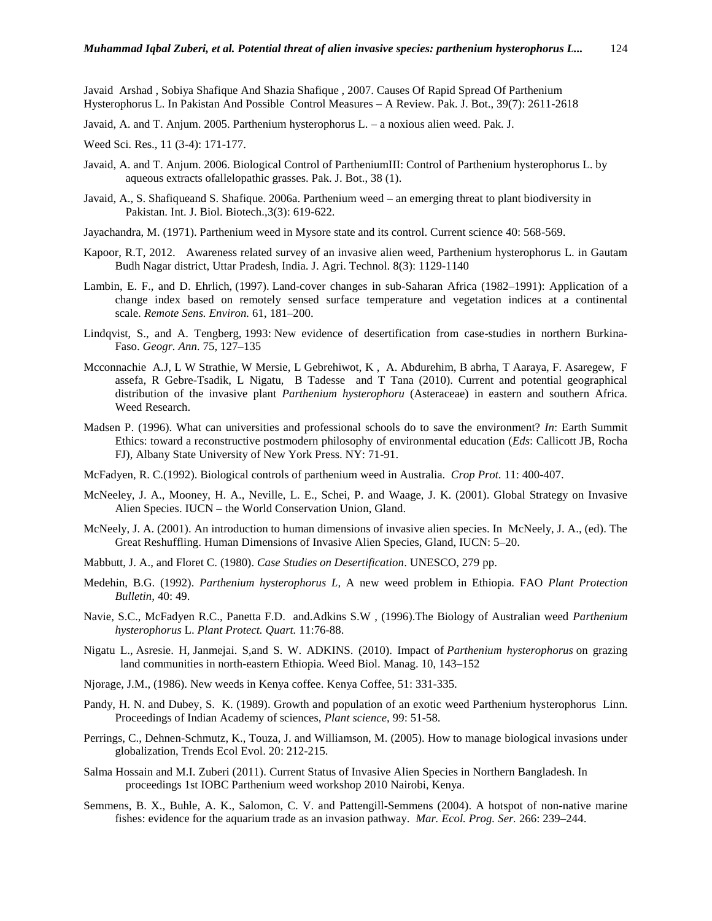Javaid Arshad , Sobiya Shafique And Shazia Shafique , 2007. Causes Of Rapid Spread Of Parthenium Hysterophorus L. In Pakistan And Possible Control Measures – A Review. Pak. J. Bot., 39(7): 2611-2618

Javaid, A. and T. Anjum. 2005. Parthenium hysterophorus L. – a noxious alien weed. Pak. J.

Weed Sci. Res., 11 (3-4): 171-177.

Javaid, A. and T. Anjum. 2006. Biological Control of PartheniumIII: Control of Parthenium hysterophorus L. by aqueous extracts ofallelopathic grasses. Pak. J. Bot., 38 (1).

Javaid, A., S. Shafiqueand S. Shafique. 2006a. Parthenium weed – an emerging threat to plant biodiversity in Pakistan. Int. J. Biol. Biotech.,3(3): 619-622.

Jayachandra, M. (1971). Parthenium weed in Mysore state and its control. Current science 40: 568-569.

Kapoor, R.T, 2012. Awareness related survey of an invasive alien weed, Parthenium hysterophorus L. in Gautam Budh Nagar district, Uttar Pradesh, India. J. Agri. Technol. 8(3): 1129-1140

Lambin, E. F., and D. Ehrlich, (1997). Land-cover changes in sub-Saharan Africa (1982–1991): Application of a change index based on remotely sensed surface temperature and vegetation indices at a continental scale. *Remote Sens. Environ.* 61, 181–200.

Lindqvist, S., and A. Tengberg, 1993: New evidence of desertification from case-studies in northern Burkina-Faso. *Geogr. Ann*. 75, 127–135

Mcconnachie A.J, L W Strathie, W Mersie, L Gebrehiwot, K , A. Abdurehim, B abrha, T Aaraya, F. Asaregew, F assefa, R Gebre-Tsadik, L Nigatu, B Tadesse and T Tana (2010). Current and potential geographical distribution of the invasive plant *Parthenium hysterophoru* (Asteraceae) in eastern and southern Africa. Weed Research.

Madsen P. (1996). What can universities and professional schools do to save the environment? *In*: Earth Summit Ethics: toward a reconstructive postmodern philosophy of environmental education (*Eds*: Callicott JB, Rocha FJ), Albany State University of New York Press. NY: 71-91.

McFadyen, R. C.(1992). Biological controls of parthenium weed in Australia. *Crop Prot.* 11: 400-407.

McNeeley, J. A., Mooney, H. A., Neville, L. E., Schei, P. and Waage, J. K. (2001). Global Strategy on Invasive Alien Species. IUCN – the World Conservation Union, Gland.

McNeely, J. A. (2001). An introduction to human dimensions of invasive alien species. In McNeely, J. A., (ed). The Great Reshuffling. Human Dimensions of Invasive Alien Species, Gland, IUCN: 5–20.

Mabbutt, J. A., and Floret C. (1980). *Case Studies on Desertification*. UNESCO, 279 pp.

Medehin, B.G. (1992). *Parthenium hysterophorus L,* A new weed problem in Ethiopia. FAO *Plant Protection Bulletin,* 40: 49.

Navie, S.C., McFadyen R.C., Panetta F.D. and.Adkins S.W , (1996).The Biology of Australian weed *Parthenium hysterophorus* L. *Plant Protect. Quart.* 11:76-88.

Nigatu L., Asresie. H, Janmejai. S,and S. W. ADKINS. (2010). Impact of *Parthenium hysterophorus* on grazing land communities in north-eastern Ethiopia. Weed Biol. Manag. 10, 143–152

Njorage, J.M., (1986). New weeds in Kenya coffee. Kenya Coffee, 51: 331-335.

Pandy, H. N. and Dubey, S. K. (1989). Growth and population of an exotic weed Parthenium hysterophorus Linn. Proceedings of Indian Academy of sciences, *Plant science*, 99: 51-58.

Perrings, C., Dehnen-Schmutz, K., Touza, J. and Williamson, M. (2005). How to manage biological invasions under globalization, Trends Ecol Evol. 20: 212-215.

Salma Hossain and M.I. Zuberi (2011). Current Status of Invasive Alien Species in Northern Bangladesh. In proceedings 1st IOBC Parthenium weed workshop 2010 Nairobi, Kenya.

Semmens, B. X., Buhle, A. K., Salomon, C. V. and Pattengill-Semmens (2004). A hotspot of non-native marine fishes: evidence for the aquarium trade as an invasion pathway. *Mar. Ecol. Prog. Ser.* 266: 239–244.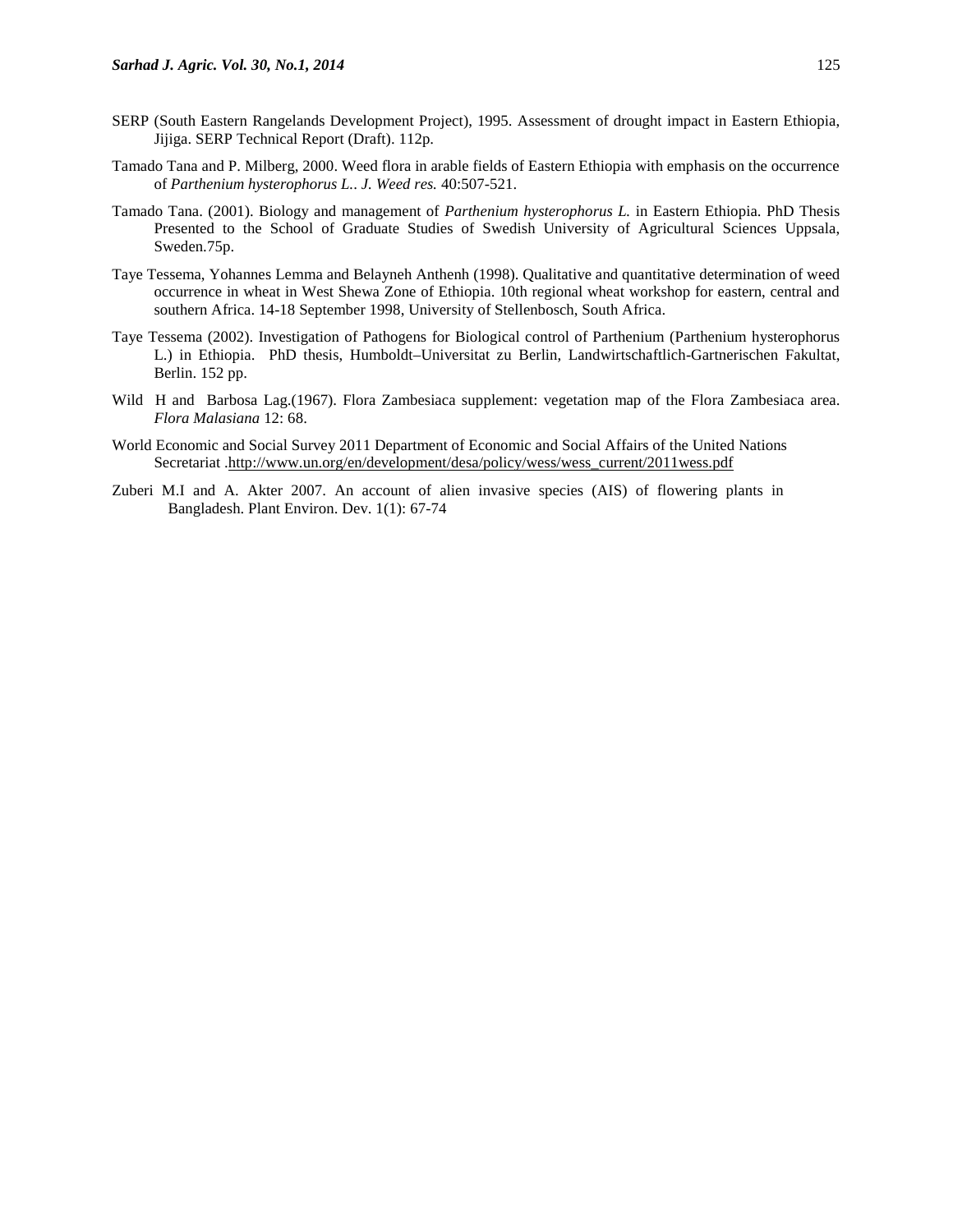SERP (South Eastern Rangelands Development Project), 1995. Assessment of drought impact in Eastern Ethiopia, Jijiga. SERP Technical Report (Draft). 112p.

Tamado Tana and P. Milberg, 2000. Weed flora in arable fields of Eastern Ethiopia with emphasis on the occurrence of *Parthenium hysterophorus L.. J. Weed res.* 40:507-521.

Tamado Tana. (2001). Biology and management of *Parthenium hysterophorus L.* in Eastern Ethiopia. PhD Thesis Presented to the School of Graduate Studies of Swedish University of Agricultural Sciences Uppsala, Sweden.75p.

Taye Tessema, Yohannes Lemma and Belayneh Anthenh (1998). Qualitative and quantitative determination of weed occurrence in wheat in West Shewa Zone of Ethiopia. 10th regional wheat workshop for eastern, central and southern Africa. 14-18 September 1998, University of Stellenbosch, South Africa.

Taye Tessema (2002). Investigation of Pathogens for Biological control of Parthenium (Parthenium hysterophorus L.) in Ethiopia. PhD thesis, Humboldt–Universitat zu Berlin, Landwirtschaftlich-Gartnerischen Fakultat, Berlin. 152 pp.

Wild H and Barbosa Lag.(1967). Flora Zambesiaca supplement: vegetation map of the Flora Zambesiaca area. *Flora Malasiana* 12: 68.

World Economic and Social Survey 2011 Department of Economic and Social Affairs of the United Nations Secretariat .http://www.un.org/en/development/desa/policy/wess/wess_current/2011wess.pdf

Zuberi M.I and A. Akter 2007. An account of alien invasive species (AIS) of flowering plants in Bangladesh. Plant Environ. Dev. 1(1): 67-74